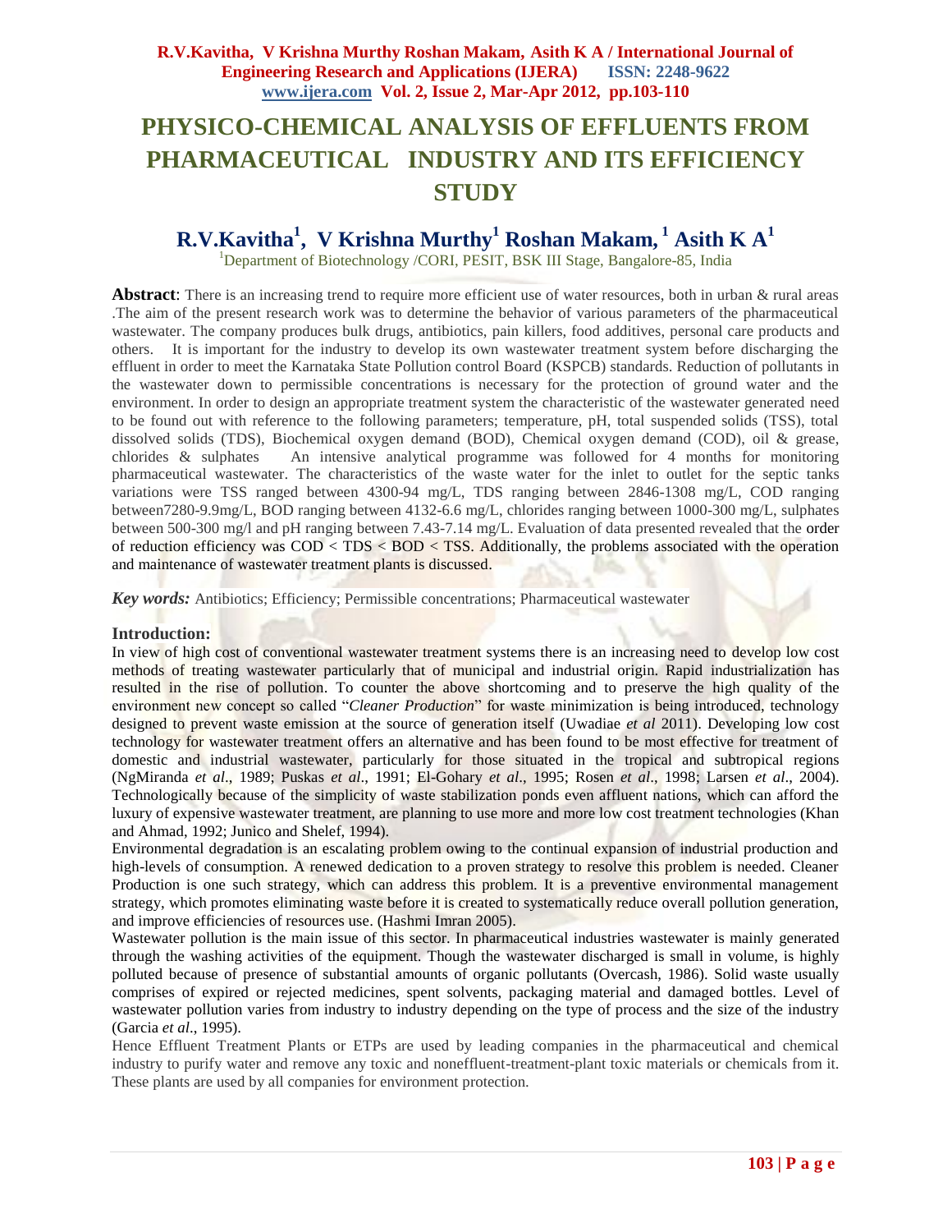# PHYSICO-CHEMICAL ANALYSIS OF EFFLUENTS FROM PHARMACEUTICAL INDUSTRY AND ITS EFFICIENCY STUDY

## R.V.Kavitha[1], V Krishna Murthy[1] Roshan Makam,[1] Asith K A[1]

[1]Department of Biotechnology /CORI, PESIT, BSK III Stage, Bangalore-85, India

**Abstract**: There is an increasing trend to require more efficient use of water resources, both in urban & rural areas .The aim of the present research work was to determine the behavior of various parameters of the pharmaceutical wastewater. The company produces bulk drugs, antibiotics, pain killers, food additives, personal care products and others. It is important for the industry to develop its own wastewater treatment system before discharging the effluent in order to meet the Karnataka State Pollution control Board (KSPCB) standards. Reduction of pollutants in the wastewater down to permissible concentrations is necessary for the protection of ground water and the environment. In order to design an appropriate treatment system the characteristic of the wastewater generated need to be found out with reference to the following parameters; temperature, pH, total suspended solids (TSS), total dissolved solids (TDS), Biochemical oxygen demand (BOD), Chemical oxygen demand (COD), oil & grease, chlorides & sulphates An intensive analytical programme was followed for 4 months for monitoring pharmaceutical wastewater. The characteristics of the waste water for the inlet to outlet for the septic tanks variations were TSS ranged between 4300-94 mg/L, TDS ranging between 2846-1308 mg/L, COD ranging between7280-9.9mg/L, BOD ranging between 4132-6.6 mg/L, chlorides ranging between 1000-300 mg/L, sulphates between 500-300 mg/l and pH ranging between 7.43-7.14 mg/L. Evaluation of data presented revealed that the order of reduction efficiency was COD < TDS < BOD < TSS. Additionally, the problems associated with the operation and maintenance of wastewater treatment plants is discussed.

***Key words:*** Antibiotics; Efficiency; Permissible concentrations; Pharmaceutical wastewater

### Introduction:

In view of high cost of conventional wastewater treatment systems there is an increasing need to develop low cost methods of treating wastewater particularly that of municipal and industrial origin. Rapid industrialization has resulted in the rise of pollution. To counter the above shortcoming and to preserve the high quality of the environment new concept so called "*Cleaner Production*" for waste minimization is being introduced, technology designed to prevent waste emission at the source of generation itself (Uwadiae *et al* 2011). Developing low cost technology for wastewater treatment offers an alternative and has been found to be most effective for treatment of domestic and industrial wastewater, particularly for those situated in the tropical and subtropical regions (NgMiranda *et al*., 1989; Puskas *et al*., 1991; El-Gohary *et al*., 1995; Rosen *et al*., 1998; Larsen *et al*., 2004). Technologically because of the simplicity of waste stabilization ponds even affluent nations, which can afford the luxury of expensive wastewater treatment, are planning to use more and more low cost treatment technologies (Khan and Ahmad, 1992; Junico and Shelef, 1994).

Environmental degradation is an escalating problem owing to the continual expansion of industrial production and high-levels of consumption. A renewed dedication to a proven strategy to resolve this problem is needed. Cleaner Production is one such strategy, which can address this problem. It is a preventive environmental management strategy, which promotes eliminating waste before it is created to systematically reduce overall pollution generation, and improve efficiencies of resources use. (Hashmi Imran 2005).

Wastewater pollution is the main issue of this sector. In pharmaceutical industries wastewater is mainly generated through the washing activities of the equipment. Though the wastewater discharged is small in volume, is highly polluted because of presence of substantial amounts of organic pollutants (Overcash, 1986). Solid waste usually comprises of expired or rejected medicines, spent solvents, packaging material and damaged bottles. Level of wastewater pollution varies from industry to industry depending on the type of process and the size of the industry (Garcia *et al*., 1995).

Hence Effluent Treatment Plants or ETPs are used by leading companies in the pharmaceutical and chemical industry to purify water and remove any toxic and noneffluent-treatment-plant toxic materials or chemicals from it. These plants are used by all companies for environment protection.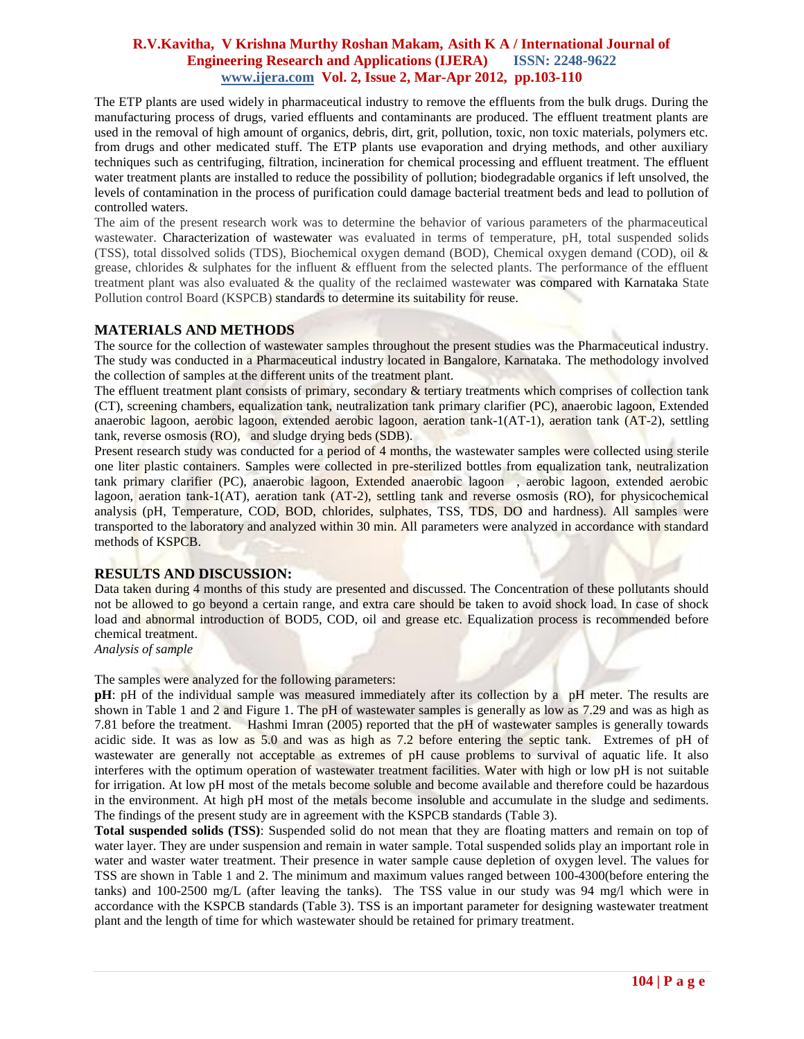The ETP plants are used widely in pharmaceutical industry to remove the effluents from the bulk drugs. During the manufacturing process of drugs, varied effluents and contaminants are produced. The effluent treatment plants are used in the removal of high amount of organics, debris, dirt, grit, pollution, toxic, non toxic materials, polymers etc. from drugs and other medicated stuff. The ETP plants use evaporation and drying methods, and other auxiliary techniques such as centrifuging, filtration, incineration for chemical processing and effluent treatment. The effluent water treatment plants are installed to reduce the possibility of pollution; biodegradable organics if left unsolved, the levels of contamination in the process of purification could damage bacterial treatment beds and lead to pollution of controlled waters.

The aim of the present research work was to determine the behavior of various parameters of the pharmaceutical wastewater. Characterization of wastewater was evaluated in terms of temperature, pH, total suspended solids (TSS), total dissolved solids (TDS), Biochemical oxygen demand (BOD), Chemical oxygen demand (COD), oil & grease, chlorides & sulphates for the influent & effluent from the selected plants. The performance of the effluent treatment plant was also evaluated & the quality of the reclaimed wastewater was compared with Karnataka State Pollution control Board (KSPCB) standards to determine its suitability for reuse.

## MATERIALS AND METHODS

The source for the collection of wastewater samples throughout the present studies was the Pharmaceutical industry. The study was conducted in a Pharmaceutical industry located in Bangalore, Karnataka. The methodology involved the collection of samples at the different units of the treatment plant.

The effluent treatment plant consists of primary, secondary & tertiary treatments which comprises of collection tank (CT), screening chambers, equalization tank, neutralization tank primary clarifier (PC), anaerobic lagoon, Extended anaerobic lagoon, aerobic lagoon, extended aerobic lagoon, aeration tank-1(AT-1), aeration tank (AT-2), settling tank, reverse osmosis (RO), and sludge drying beds (SDB).

Present research study was conducted for a period of 4 months, the wastewater samples were collected using sterile one liter plastic containers. Samples were collected in pre-sterilized bottles from equalization tank, neutralization tank primary clarifier (PC), anaerobic lagoon, Extended anaerobic lagoon , aerobic lagoon, extended aerobic lagoon, aeration tank-1(AT), aeration tank (AT-2), settling tank and reverse osmosis (RO), for physicochemical analysis (pH, Temperature, COD, BOD, chlorides, sulphates, TSS, TDS, DO and hardness). All samples were transported to the laboratory and analyzed within 30 min. All parameters were analyzed in accordance with standard methods of KSPCB.

## RESULTS AND DISCUSSION:

Data taken during 4 months of this study are presented and discussed. The Concentration of these pollutants should not be allowed to go beyond a certain range, and extra care should be taken to avoid shock load. In case of shock load and abnormal introduction of BOD5, COD, oil and grease etc. Equalization process is recommended before chemical treatment.

*Analysis of sample*

The samples were analyzed for the following parameters:

**pH**: pH of the individual sample was measured immediately after its collection by a pH meter. The results are shown in Table 1 and 2 and Figure 1. The pH of wastewater samples is generally as low as 7.29 and was as high as 7.81 before the treatment. Hashmi Imran (2005) reported that the pH of wastewater samples is generally towards acidic side. It was as low as 5.0 and was as high as 7.2 before entering the septic tank. Extremes of pH of wastewater are generally not acceptable as extremes of pH cause problems to survival of aquatic life. It also interferes with the optimum operation of wastewater treatment facilities. Water with high or low pH is not suitable for irrigation. At low pH most of the metals become soluble and become available and therefore could be hazardous in the environment. At high pH most of the metals become insoluble and accumulate in the sludge and sediments. The findings of the present study are in agreement with the KSPCB standards (Table 3).

**Total suspended solids (TSS)**: Suspended solid do not mean that they are floating matters and remain on top of water layer. They are under suspension and remain in water sample. Total suspended solids play an important role in water and waster water treatment. Their presence in water sample cause depletion of oxygen level. The values for TSS are shown in Table 1 and 2. The minimum and maximum values ranged between 100-4300(before entering the tanks) and 100-2500 mg/L (after leaving the tanks). The TSS value in our study was 94 mg/l which were in accordance with the KSPCB standards (Table 3). TSS is an important parameter for designing wastewater treatment plant and the length of time for which wastewater should be retained for primary treatment.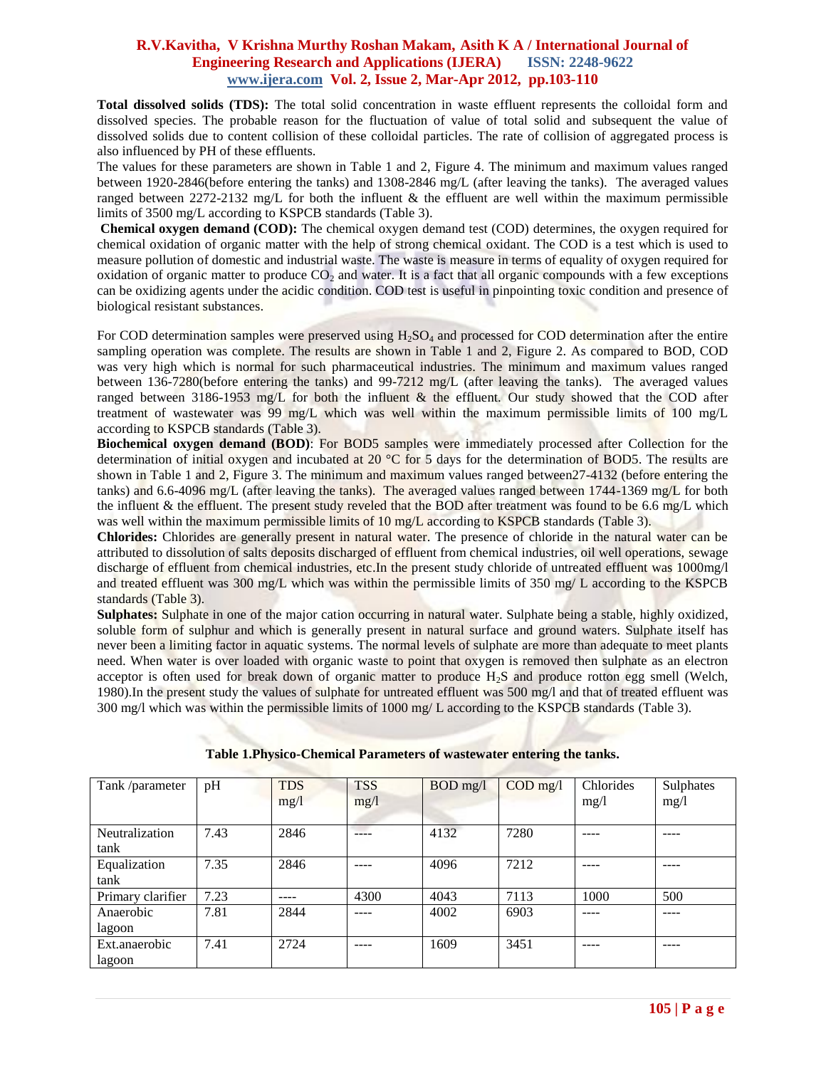**Total dissolved solids (TDS):** The total solid concentration in waste effluent represents the colloidal form and dissolved species. The probable reason for the fluctuation of value of total solid and subsequent the value of dissolved solids due to content collision of these colloidal particles. The rate of collision of aggregated process is also influenced by PH of these effluents.

The values for these parameters are shown in Table 1 and 2, Figure 4. The minimum and maximum values ranged between 1920-2846(before entering the tanks) and 1308-2846 mg/L (after leaving the tanks). The averaged values ranged between 2272-2132 mg/L for both the influent & the effluent are well within the maximum permissible limits of 3500 mg/L according to KSPCB standards (Table 3).

**Chemical oxygen demand (COD):** The chemical oxygen demand test (COD) determines, the oxygen required for chemical oxidation of organic matter with the help of strong chemical oxidant. The COD is a test which is used to measure pollution of domestic and industrial waste. The waste is measure in terms of equality of oxygen required for oxidation of organic matter to produce $CO_2$ and water. It is a fact that all organic compounds with a few exceptions can be oxidizing agents under the acidic condition. COD test is useful in pinpointing toxic condition and presence of biological resistant substances.

For COD determination samples were preserved using $H_2SO_4$ and processed for COD determination after the entire sampling operation was complete. The results are shown in Table 1 and 2, Figure 2. As compared to BOD, COD was very high which is normal for such pharmaceutical industries. The minimum and maximum values ranged between 136-7280(before entering the tanks) and 99-7212 mg/L (after leaving the tanks). The averaged values ranged between 3186-1953 mg/L for both the influent & the effluent. Our study showed that the COD after treatment of wastewater was 99 mg/L which was well within the maximum permissible limits of 100 mg/L according to KSPCB standards (Table 3).

**Biochemical oxygen demand (BOD)**: For BOD5 samples were immediately processed after Collection for the determination of initial oxygen and incubated at 20 °C for 5 days for the determination of BOD5. The results are shown in Table 1 and 2, Figure 3. The minimum and maximum values ranged between27-4132 (before entering the tanks) and 6.6-4096 mg/L (after leaving the tanks). The averaged values ranged between 1744-1369 mg/L for both the influent & the effluent. The present study reveled that the BOD after treatment was found to be 6.6 mg/L which was well within the maximum permissible limits of 10 mg/L according to KSPCB standards (Table 3).

**Chlorides:** Chlorides are generally present in natural water. The presence of chloride in the natural water can be attributed to dissolution of salts deposits discharged of effluent from chemical industries, oil well operations, sewage discharge of effluent from chemical industries, etc.In the present study chloride of untreated effluent was 1000mg/l and treated effluent was 300 mg/L which was within the permissible limits of 350 mg/ L according to the KSPCB standards (Table 3).

**Sulphates:** Sulphate in one of the major cation occurring in natural water. Sulphate being a stable, highly oxidized, soluble form of sulphur and which is generally present in natural surface and ground waters. Sulphate itself has never been a limiting factor in aquatic systems. The normal levels of sulphate are more than adequate to meet plants need. When water is over loaded with organic waste to point that oxygen is removed then sulphate as an electron acceptor is often used for break down of organic matter to produce $H_2S$ and produce rotton egg smell (Welch, 1980).In the present study the values of sulphate for untreated effluent was 500 mg/l and that of treated effluent was 300 mg/l which was within the permissible limits of 1000 mg/ L according to the KSPCB standards (Table 3).

**Table 1.Physico-Chemical Parameters of wastewater entering the tanks.**

| Tank /parameter | pH | TDS mg/l | TSS mg/l | BOD mg/l | COD mg/l | Chlorides mg/l | Sulphates mg/l |
|---|---|---|---|---|---|---|---|
| Neutralization tank | 7.43 | 2846 | ---- | 4132 | 7280 | ---- | ---- |
| Equalization tank | 7.35 | 2846 | ---- | 4096 | 7212 | ---- | ---- |
| Primary clarifier | 7.23 | ---- | 4300 | 4043 | 7113 | 1000 | 500 |
| Anaerobic lagoon | 7.81 | 2844 | ---- | 4002 | 6903 | ---- | ---- |
| Ext.anaerobic lagoon | 7.41 | 2724 | ---- | 1609 | 3451 | ---- | ---- |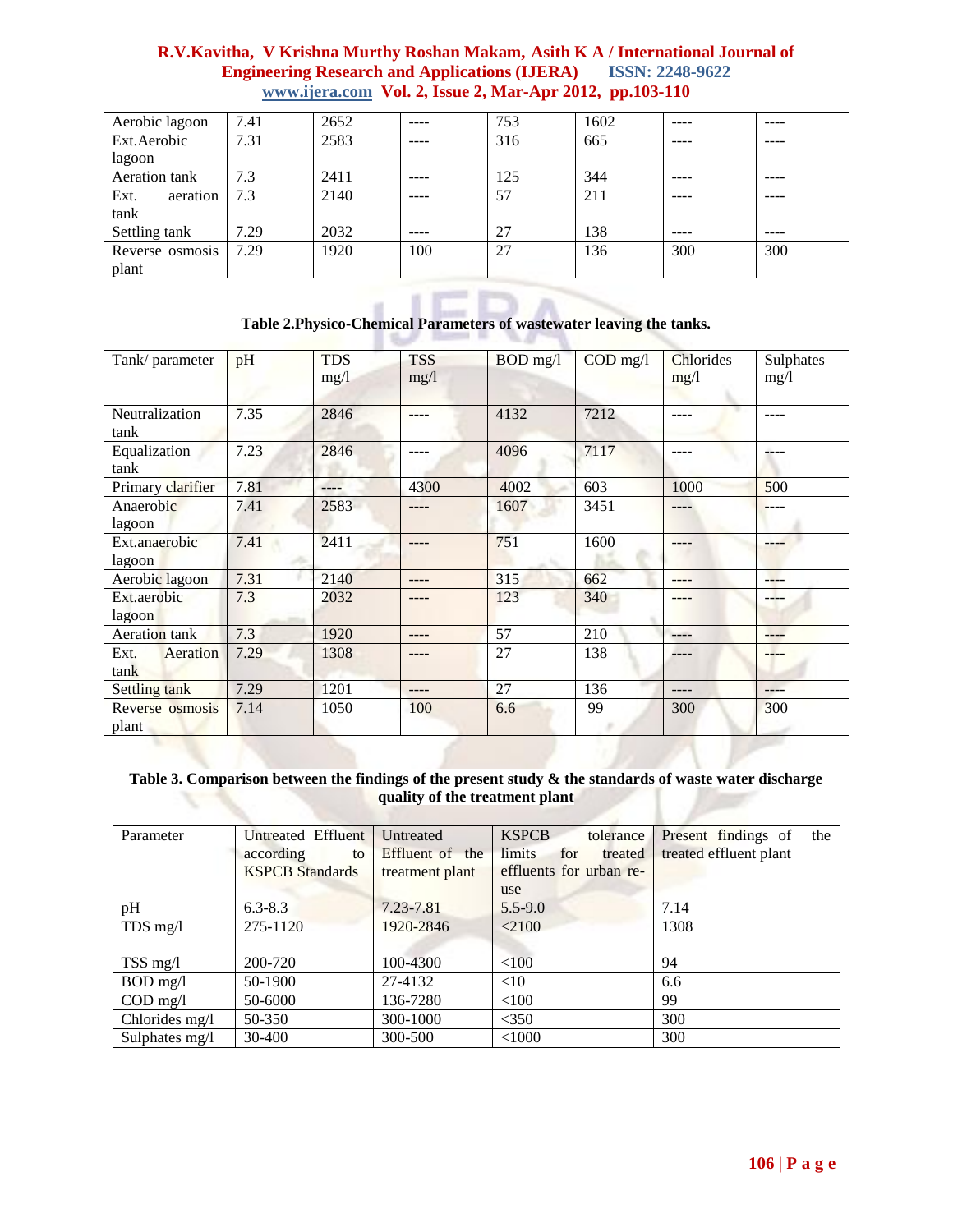| | | | | | | | |
|---|---|---|---|---|---|---|---|
| Aerobic lagoon | 7.41 | 2652 | ---- | 753 | 1602 | ---- | ---- |
| Ext.Aerobic lagoon | 7.31 | 2583 | ---- | 316 | 665 | ---- | ---- |
| Aeration tank | 7.3 | 2411 | ---- | 125 | 344 | ---- | ---- |
| Ext. aeration tank | 7.3 | 2140 | ---- | 57 | 211 | ---- | ---- |
| Settling tank | 7.29 | 2032 | ---- | 27 | 138 | ---- | ---- |
| Reverse osmosis plant | 7.29 | 1920 | 100 | 27 | 136 | 300 | 300 |

**Table 2.Physico-Chemical Parameters of wastewater leaving the tanks.**

| Tank/ parameter | pH | TDS mg/l | TSS mg/l | BOD mg/l | COD mg/l | Chlorides mg/l | Sulphates mg/l |
|---|---|---|---|---|---|---|---|
| Neutralization tank | 7.35 | 2846 | ---- | 4132 | 7212 | ---- | ---- |
| Equalization tank | 7.23 | 2846 | ---- | 4096 | 7117 | ---- | ---- |
| Primary clarifier | 7.81 | ---- | 4300 | 4002 | 603 | 1000 | 500 |
| Anaerobic lagoon | 7.41 | 2583 | ---- | 1607 | 3451 | ---- | ---- |
| Ext.anaerobic lagoon | 7.41 | 2411 | ---- | 751 | 1600 | ---- | ---- |
| Aerobic lagoon | 7.31 | 2140 | ---- | 315 | 662 | ---- | ---- |
| Ext.aerobic lagoon | 7.3 | 2032 | ---- | 123 | 340 | ---- | ---- |
| Aeration tank | 7.3 | 1920 | ---- | 57 | 210 | ---- | ---- |
| Ext. Aeration tank | 7.29 | 1308 | ---- | 27 | 138 | ---- | ---- |
| Settling tank | 7.29 | 1201 | ---- | 27 | 136 | ---- | ---- |
| Reverse osmosis plant | 7.14 | 1050 | 100 | 6.6 | 99 | 300 | 300 |

**Table 3. Comparison between the findings of the present study & the standards of waste water discharge quality of the treatment plant**

| Parameter | Untreated Effluent according to KSPCB Standards | Untreated Effluent of the treatment plant | KSPCB tolerance limits for treated effluents for urban re-use | Present findings of the treated effluent plant |
|---|---|---|---|---|
| pH | 6.3-8.3 | 7.23-7.81 | 5.5-9.0 | 7.14 |
| TDS mg/l | 275-1120 | 1920-2846 | <2100 | 1308 |
| TSS mg/l | 200-720 | 100-4300 | <100 | 94 |
| BOD mg/l | 50-1900 | 27-4132 | <10 | 6.6 |
| COD mg/l | 50-6000 | 136-7280 | <100 | 99 |
| Chlorides mg/l | 50-350 | 300-1000 | <350 | 300 |
| Sulphates mg/l | 30-400 | 300-500 | <1000 | 300 |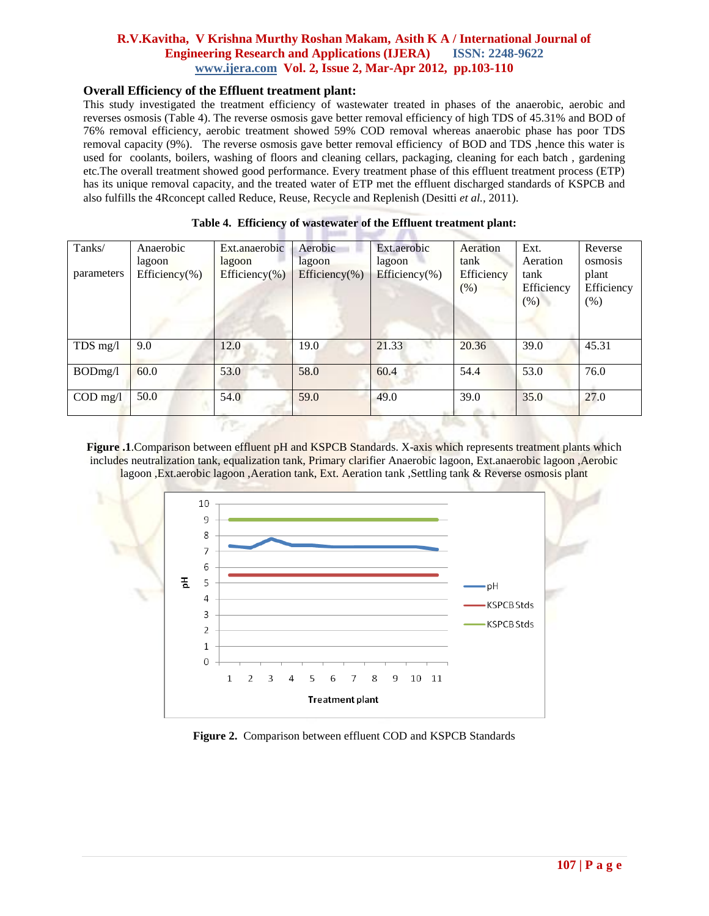### Overall Efficiency of the Effluent treatment plant:

This study investigated the treatment efficiency of wastewater treated in phases of the anaerobic, aerobic and reverses osmosis (Table 4). The reverse osmosis gave better removal efficiency of high TDS of 45.31% and BOD of 76% removal efficiency, aerobic treatment showed 59% COD removal whereas anaerobic phase has poor TDS removal capacity (9%). The reverse osmosis gave better removal efficiency of BOD and TDS ,hence this water is used for coolants, boilers, washing of floors and cleaning cellars, packaging, cleaning for each batch , gardening etc.The overall treatment showed good performance. Every treatment phase of this effluent treatment process (ETP) has its unique removal capacity, and the treated water of ETP met the effluent discharged standards of KSPCB and also fulfills the 4Rconcept called Reduce, Reuse, Recycle and Replenish (Desitti *et al.,* 2011).

**Table 4. Efficiency of wastewater of the Effluent treatment plant:**

| Tanks/ parameters | Anaerobic lagoon Efficiency(%) | Ext.anaerobic lagoon Efficiency(%) | Aerobic lagoon Efficiency(%) | Ext.aerobic lagoon Efficiency(%) | Aeration tank Efficiency (%) | Ext. Aeration tank Efficiency (%) | Reverse osmosis plant Efficiency (%) |
|---|---|---|---|---|---|---|---|
| TDS mg/l | 9.0 | 12.0 | 19.0 | 21.33 | 20.36 | 39.0 | 45.31 |
| BODmg/l | 60.0 | 53.0 | 58.0 | 60.4 | 54.4 | 53.0 | 76.0 |
| COD mg/l | 50.0 | 54.0 | 59.0 | 49.0 | 39.0 | 35.0 | 27.0 |

**Figure .1**.Comparison between effluent pH and KSPCB Standards. X-axis which represents treatment plants which includes neutralization tank, equalization tank, Primary clarifier Anaerobic lagoon, Ext.anaerobic lagoon ,Aerobic lagoon ,Ext.aerobic lagoon ,Aeration tank, Ext. Aeration tank ,Settling tank & Reverse osmosis plant

pH

10
9
8
7
6
5
4
3
2
1
0

1 2 3 4 5 6 7 8 9 10 11

Treatment plant

pH
KSPCB Stds
KSPCB Stds

**Figure 2.** Comparison between effluent COD and KSPCB Standards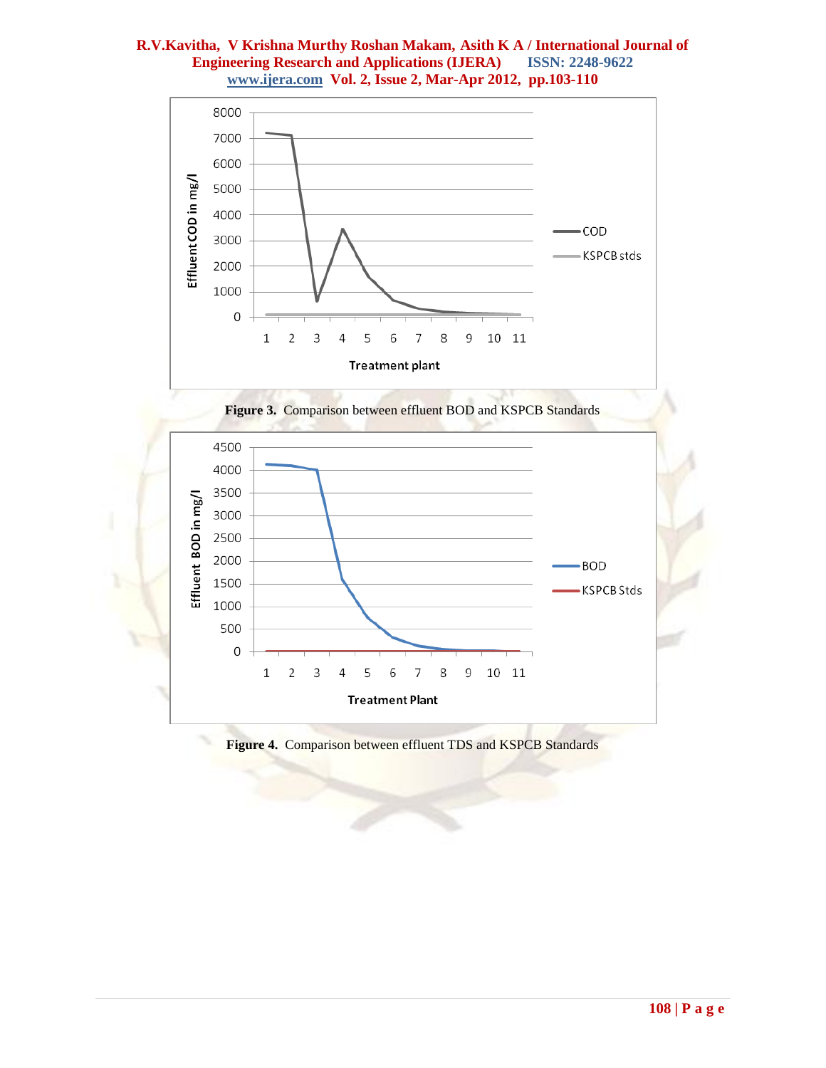8000
7000
6000
5000
4000
3000
2000
1000
0

Effluent COD in mg/l

1 2 3 4 5 6 7 8 9 10 11

Treatment plant

COD
KSPCB stds

**Figure 3.** Comparison between effluent BOD and KSPCB Standards

4500
4000
3500
3000
2500
2000
1500
1000
500
0

Effluent BOD in mg/l

1 2 3 4 5 6 7 8 9 10 11

Treatment Plant

BOD
KSPCB Stds

**Figure 4.** Comparison between effluent TDS and KSPCB Standards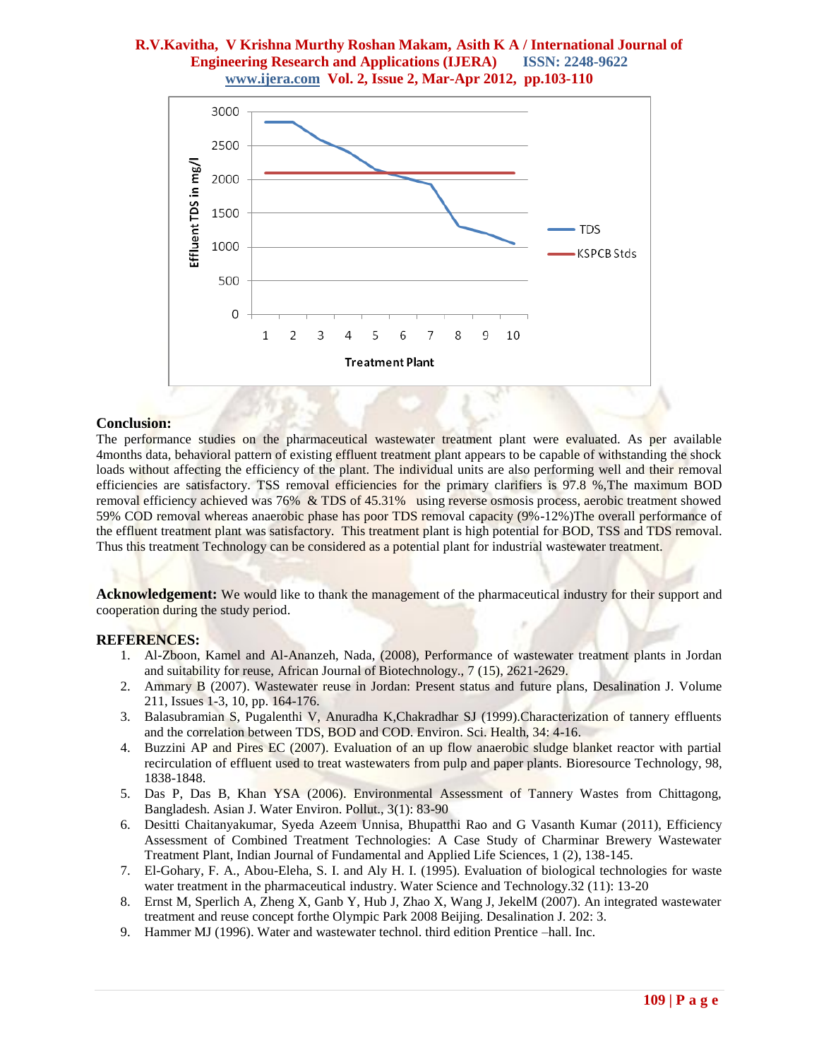## Conclusion:

The performance studies on the pharmaceutical wastewater treatment plant were evaluated. As per available 4months data, behavioral pattern of existing effluent treatment plant appears to be capable of withstanding the shock loads without affecting the efficiency of the plant. The individual units are also performing well and their removal efficiencies are satisfactory. TSS removal efficiencies for the primary clarifiers is 97.8 %,The maximum BOD removal efficiency achieved was 76% & TDS of 45.31% using reverse osmosis process, aerobic treatment showed 59% COD removal whereas anaerobic phase has poor TDS removal capacity (9%-12%)The overall performance of the effluent treatment plant was satisfactory. This treatment plant is high potential for BOD, TSS and TDS removal. Thus this treatment Technology can be considered as a potential plant for industrial wastewater treatment.

**Acknowledgement:** We would like to thank the management of the pharmaceutical industry for their support and cooperation during the study period.

## REFERENCES:

1. Al-Zboon, Kamel and Al-Ananzeh, Nada, (2008), Performance of wastewater treatment plants in Jordan and suitability for reuse, African Journal of Biotechnology., 7 (15), 2621-2629.
2. Ammary B (2007). Wastewater reuse in Jordan: Present status and future plans, Desalination J. Volume 211, Issues 1-3, 10, pp. 164-176.
3. Balasubramian S, Pugalenthi V, Anuradha K,Chakradhar SJ (1999).Characterization of tannery effluents and the correlation between TDS, BOD and COD. Environ. Sci. Health, 34: 4-16.
4. Buzzini AP and Pires EC (2007). Evaluation of an up flow anaerobic sludge blanket reactor with partial recirculation of effluent used to treat wastewaters from pulp and paper plants. Bioresource Technology, 98, 1838-1848.
5. Das P, Das B, Khan YSA (2006). Environmental Assessment of Tannery Wastes from Chittagong, Bangladesh. Asian J. Water Environ. Pollut., 3(1): 83-90
6. Desitti Chaitanyakumar, Syeda Azeem Unnisa, Bhupatthi Rao and G Vasanth Kumar (2011), Efficiency Assessment of Combined Treatment Technologies: A Case Study of Charminar Brewery Wastewater Treatment Plant, Indian Journal of Fundamental and Applied Life Sciences, 1 (2), 138-145.
7. El-Gohary, F. A., Abou-Eleha, S. I. and Aly H. I. (1995). Evaluation of biological technologies for waste water treatment in the pharmaceutical industry. Water Science and Technology.32 (11): 13-20
8. Ernst M, Sperlich A, Zheng X, Ganb Y, Hub J, Zhao X, Wang J, JekelM (2007). An integrated wastewater treatment and reuse concept forthe Olympic Park 2008 Beijing. Desalination J. 202: 3.
9. Hammer MJ (1996). Water and wastewater technol. third edition Prentice –hall. Inc.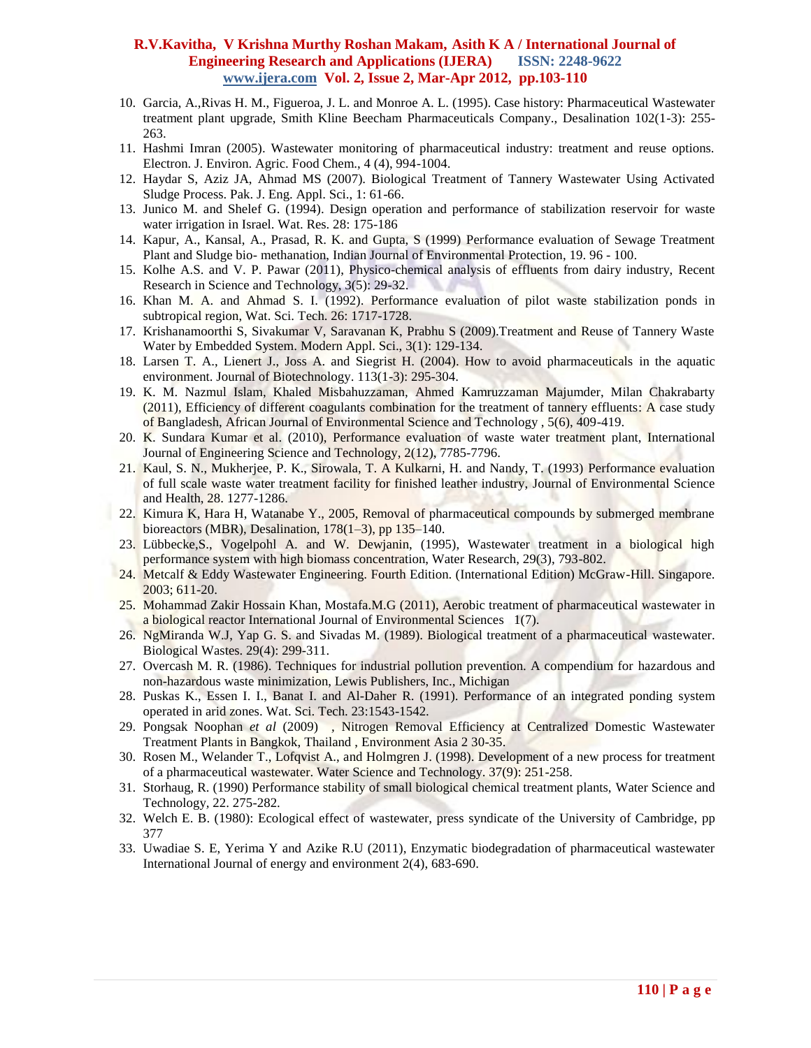10. Garcia, A.,Rivas H. M., Figueroa, J. L. and Monroe A. L. (1995). Case history: Pharmaceutical Wastewater treatment plant upgrade, Smith Kline Beecham Pharmaceuticals Company., Desalination 102(1-3): 255-263.
11. Hashmi Imran (2005). Wastewater monitoring of pharmaceutical industry: treatment and reuse options. Electron. J. Environ. Agric. Food Chem., 4 (4), 994-1004.
12. Haydar S, Aziz JA, Ahmad MS (2007). Biological Treatment of Tannery Wastewater Using Activated Sludge Process. Pak. J. Eng. Appl. Sci., 1: 61-66.
13. Junico M. and Shelef G. (1994). Design operation and performance of stabilization reservoir for waste water irrigation in Israel. Wat. Res. 28: 175-186
14. Kapur, A., Kansal, A., Prasad, R. K. and Gupta, S (1999) Performance evaluation of Sewage Treatment Plant and Sludge bio- methanation, Indian Journal of Environmental Protection, 19. 96 - 100.
15. Kolhe A.S. and V. P. Pawar (2011), Physico-chemical analysis of effluents from dairy industry, Recent Research in Science and Technology, 3(5): 29-32.
16. Khan M. A. and Ahmad S. I. (1992). Performance evaluation of pilot waste stabilization ponds in subtropical region, Wat. Sci. Tech. 26: 1717-1728.
17. Krishanamoorthi S, Sivakumar V, Saravanan K, Prabhu S (2009).Treatment and Reuse of Tannery Waste Water by Embedded System. Modern Appl. Sci., 3(1): 129-134.
18. Larsen T. A., Lienert J., Joss A. and Siegrist H. (2004). How to avoid pharmaceuticals in the aquatic environment. Journal of Biotechnology. 113(1-3): 295-304.
19. K. M. Nazmul Islam, Khaled Misbahuzzaman, Ahmed Kamruzzaman Majumder, Milan Chakrabarty (2011), Efficiency of different coagulants combination for the treatment of tannery effluents: A case study of Bangladesh, African Journal of Environmental Science and Technology , 5(6), 409-419.
20. K. Sundara Kumar et al. (2010), Performance evaluation of waste water treatment plant, International Journal of Engineering Science and Technology, 2(12), 7785-7796.
21. Kaul, S. N., Mukherjee, P. K., Sirowala, T. A Kulkarni, H. and Nandy, T. (1993) Performance evaluation of full scale waste water treatment facility for finished leather industry, Journal of Environmental Science and Health, 28. 1277-1286.
22. Kimura K, Hara H, Watanabe Y., 2005, Removal of pharmaceutical compounds by submerged membrane bioreactors (MBR), Desalination, 178(1–3), pp 135–140.
23. Lübbecke,S., Vogelpohl A. and W. Dewjanin, (1995), Wastewater treatment in a biological high performance system with high biomass concentration, Water Research, 29(3), 793-802.
24. Metcalf & Eddy Wastewater Engineering. Fourth Edition. (International Edition) McGraw-Hill. Singapore. 2003; 611-20.
25. Mohammad Zakir Hossain Khan, Mostafa.M.G (2011), Aerobic treatment of pharmaceutical wastewater in a biological reactor International Journal of Environmental Sciences 1(7).
26. NgMiranda W.J, Yap G. S. and Sivadas M. (1989). Biological treatment of a pharmaceutical wastewater. Biological Wastes. 29(4): 299-311.
27. Overcash M. R. (1986). Techniques for industrial pollution prevention. A compendium for hazardous and non-hazardous waste minimization, Lewis Publishers, Inc., Michigan
28. Puskas K., Essen I. I., Banat I. and Al-Daher R. (1991). Performance of an integrated ponding system operated in arid zones. Wat. Sci. Tech. 23:1543-1542.
29. Pongsak Noophan *et al* (2009) , Nitrogen Removal Efficiency at Centralized Domestic Wastewater Treatment Plants in Bangkok, Thailand , Environment Asia 2 30-35.
30. Rosen M., Welander T., Lofqvist A., and Holmgren J. (1998). Development of a new process for treatment of a pharmaceutical wastewater. Water Science and Technology. 37(9): 251-258.
31. Storhaug, R. (1990) Performance stability of small biological chemical treatment plants, Water Science and Technology, 22. 275-282.
32. Welch E. B. (1980): Ecological effect of wastewater, press syndicate of the University of Cambridge, pp 377
33. Uwadiae S. E, Yerima Y and Azike R.U (2011), Enzymatic biodegradation of pharmaceutical wastewater International Journal of energy and environment 2(4), 683-690.